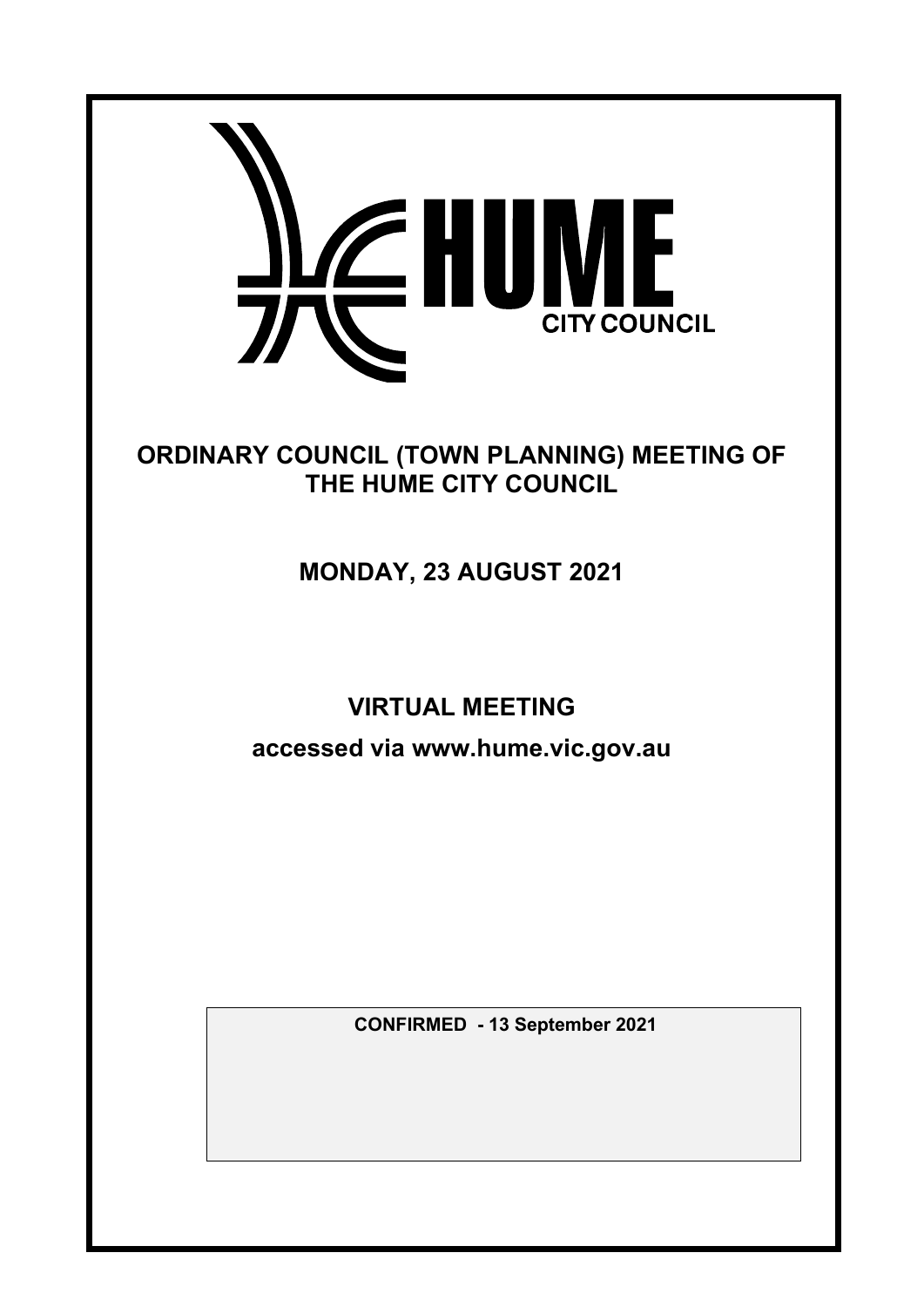HUME CITY COUNCIL

# ORDINARY COUNCIL (TOWN PLANNING) MEETING OF THE HUME CITY COUNCIL

## MONDAY, 23 AUGUST 2021

## VIRTUAL MEETING

**accessed via www.hume.vic.gov.au**

**CONFIRMED - 13 September 2021**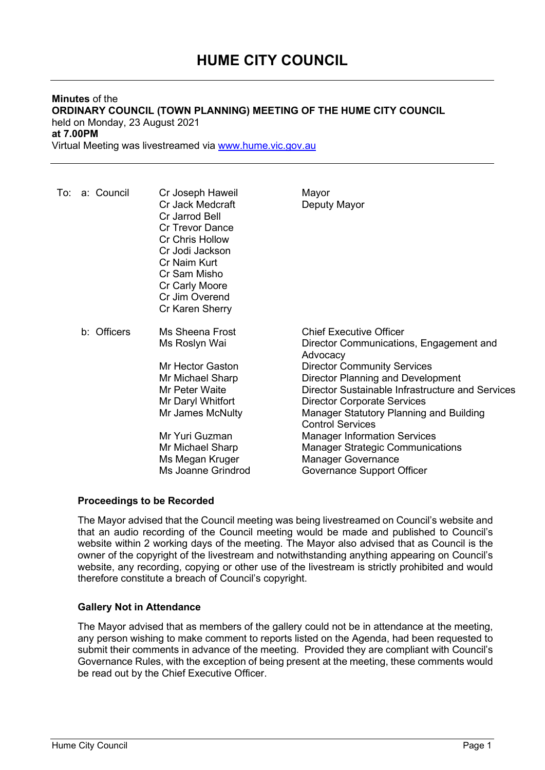# HUME CITY COUNCIL

**Minutes** of the
**ORDINARY COUNCIL (TOWN PLANNING) MEETING OF THE HUME CITY COUNCIL**
held on Monday, 23 August 2021
**at 7.00PM**
Virtual Meeting was livestreamed via www.hume.vic.gov.au

To: a: Council

| | |
|---|---|
| Cr Joseph Haweil | Mayor |
| Cr Jack Medcraft | Deputy Mayor |
| Cr Jarrod Bell | |
| Cr Trevor Dance | |
| Cr Chris Hollow | |
| Cr Jodi Jackson | |
| Cr Naim Kurt | |
| Cr Sam Misho | |
| Cr Carly Moore | |
| Cr Jim Overend | |
| Cr Karen Sherry | |

b: Officers

| | |
|---|---|
| Ms Sheena Frost | Chief Executive Officer |
| Ms Roslyn Wai | Director Communications, Engagement and Advocacy |
| Mr Hector Gaston | Director Community Services |
| Mr Michael Sharp | Director Planning and Development |
| Mr Peter Waite | Director Sustainable Infrastructure and Services |
| Mr Daryl Whitfort | Director Corporate Services |
| Mr James McNulty | Manager Statutory Planning and Building Control Services |
| Mr Yuri Guzman | Manager Information Services |
| Mr Michael Sharp | Manager Strategic Communications |
| Ms Megan Kruger | Manager Governance |
| Ms Joanne Grindrod | Governance Support Officer |

**Proceedings to be Recorded**

The Mayor advised that the Council meeting was being livestreamed on Council's website and that an audio recording of the Council meeting would be made and published to Council's website within 2 working days of the meeting. The Mayor also advised that as Council is the owner of the copyright of the livestream and notwithstanding anything appearing on Council's website, any recording, copying or other use of the livestream is strictly prohibited and would therefore constitute a breach of Council's copyright.

**Gallery Not in Attendance**

The Mayor advised that as members of the gallery could not be in attendance at the meeting, any person wishing to make comment to reports listed on the Agenda, had been requested to submit their comments in advance of the meeting. Provided they are compliant with Council's Governance Rules, with the exception of being present at the meeting, these comments would be read out by the Chief Executive Officer.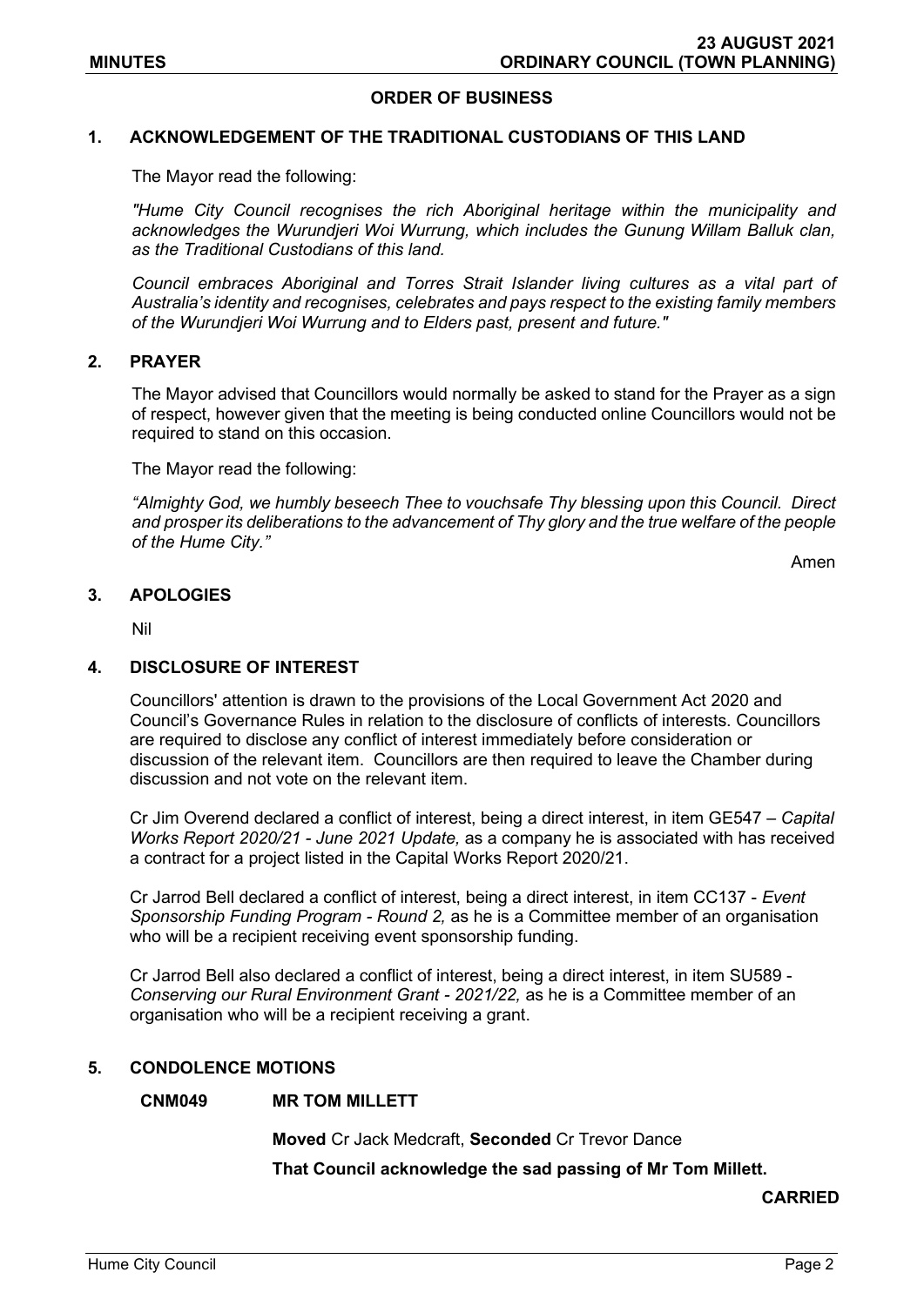## ORDER OF BUSINESS

### 1. ACKNOWLEDGEMENT OF THE TRADITIONAL CUSTODIANS OF THIS LAND

The Mayor read the following:

*"Hume City Council recognises the rich Aboriginal heritage within the municipality and acknowledges the Wurundjeri Woi Wurrung, which includes the Gunung Willam Balluk clan, as the Traditional Custodians of this land.*

*Council embraces Aboriginal and Torres Strait Islander living cultures as a vital part of Australia's identity and recognises, celebrates and pays respect to the existing family members of the Wurundjeri Woi Wurrung and to Elders past, present and future."*

### 2. PRAYER

The Mayor advised that Councillors would normally be asked to stand for the Prayer as a sign of respect, however given that the meeting is being conducted online Councillors would not be required to stand on this occasion.

The Mayor read the following:

*"Almighty God, we humbly beseech Thee to vouchsafe Thy blessing upon this Council. Direct and prosper its deliberations to the advancement of Thy glory and the true welfare of the people of the Hume City."*

Amen

### 3. APOLOGIES

Nil

### 4. DISCLOSURE OF INTEREST

Councillors' attention is drawn to the provisions of the Local Government Act 2020 and Council's Governance Rules in relation to the disclosure of conflicts of interests. Councillors are required to disclose any conflict of interest immediately before consideration or discussion of the relevant item. Councillors are then required to leave the Chamber during discussion and not vote on the relevant item.

Cr Jim Overend declared a conflict of interest, being a direct interest, in item GE547 – *Capital Works Report 2020/21 - June 2021 Update,* as a company he is associated with has received a contract for a project listed in the Capital Works Report 2020/21.

Cr Jarrod Bell declared a conflict of interest, being a direct interest, in item CC137 - *Event Sponsorship Funding Program - Round 2,* as he is a Committee member of an organisation who will be a recipient receiving event sponsorship funding.

Cr Jarrod Bell also declared a conflict of interest, being a direct interest, in item SU589 - *Conserving our Rural Environment Grant - 2021/22,* as he is a Committee member of an organisation who will be a recipient receiving a grant.

### 5. CONDOLENCE MOTIONS

**CNM049 MR TOM MILLETT**

**Moved** Cr Jack Medcraft, **Seconded** Cr Trevor Dance

**That Council acknowledge the sad passing of Mr Tom Millett.**

**CARRIED**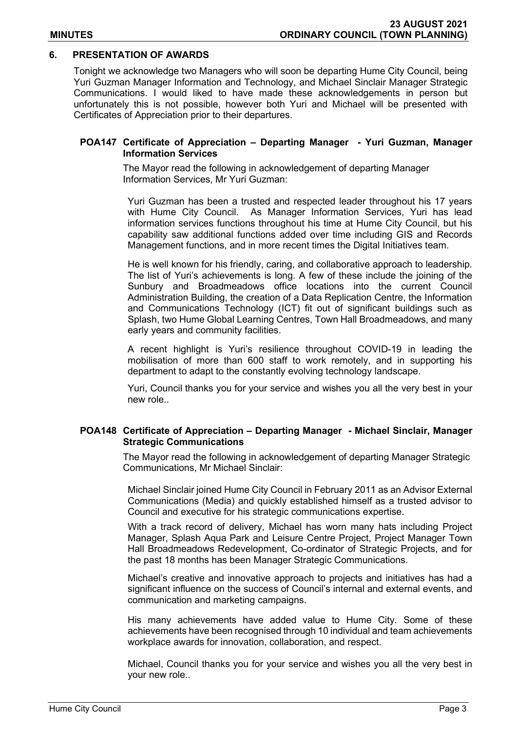## 6. PRESENTATION OF AWARDS

Tonight we acknowledge two Managers who will soon be departing Hume City Council, being Yuri Guzman Manager Information and Technology, and Michael Sinclair Manager Strategic Communications. I would liked to have made these acknowledgements in person but unfortunately this is not possible, however both Yuri and Michael will be presented with Certificates of Appreciation prior to their departures.

### POA147 Certificate of Appreciation – Departing Manager - Yuri Guzman, Manager Information Services

The Mayor read the following in acknowledgement of departing Manager Information Services, Mr Yuri Guzman:

Yuri Guzman has been a trusted and respected leader throughout his 17 years with Hume City Council. As Manager Information Services, Yuri has lead information services functions throughout his time at Hume City Council, but his capability saw additional functions added over time including GIS and Records Management functions, and in more recent times the Digital Initiatives team.

He is well known for his friendly, caring, and collaborative approach to leadership. The list of Yuri's achievements is long. A few of these include the joining of the Sunbury and Broadmeadows office locations into the current Council Administration Building, the creation of a Data Replication Centre, the Information and Communications Technology (ICT) fit out of significant buildings such as Splash, two Hume Global Learning Centres, Town Hall Broadmeadows, and many early years and community facilities.

A recent highlight is Yuri's resilience throughout COVID-19 in leading the mobilisation of more than 600 staff to work remotely, and in supporting his department to adapt to the constantly evolving technology landscape.

Yuri, Council thanks you for your service and wishes you all the very best in your new role..

### POA148 Certificate of Appreciation – Departing Manager - Michael Sinclair, Manager Strategic Communications

The Mayor read the following in acknowledgement of departing Manager Strategic Communications, Mr Michael Sinclair:

Michael Sinclair joined Hume City Council in February 2011 as an Advisor External Communications (Media) and quickly established himself as a trusted advisor to Council and executive for his strategic communications expertise.

With a track record of delivery, Michael has worn many hats including Project Manager, Splash Aqua Park and Leisure Centre Project, Project Manager Town Hall Broadmeadows Redevelopment, Co-ordinator of Strategic Projects, and for the past 18 months has been Manager Strategic Communications.

Michael's creative and innovative approach to projects and initiatives has had a significant influence on the success of Council's internal and external events, and communication and marketing campaigns.

His many achievements have added value to Hume City. Some of these achievements have been recognised through 10 individual and team achievements workplace awards for innovation, collaboration, and respect.

Michael, Council thanks you for your service and wishes you all the very best in your new role..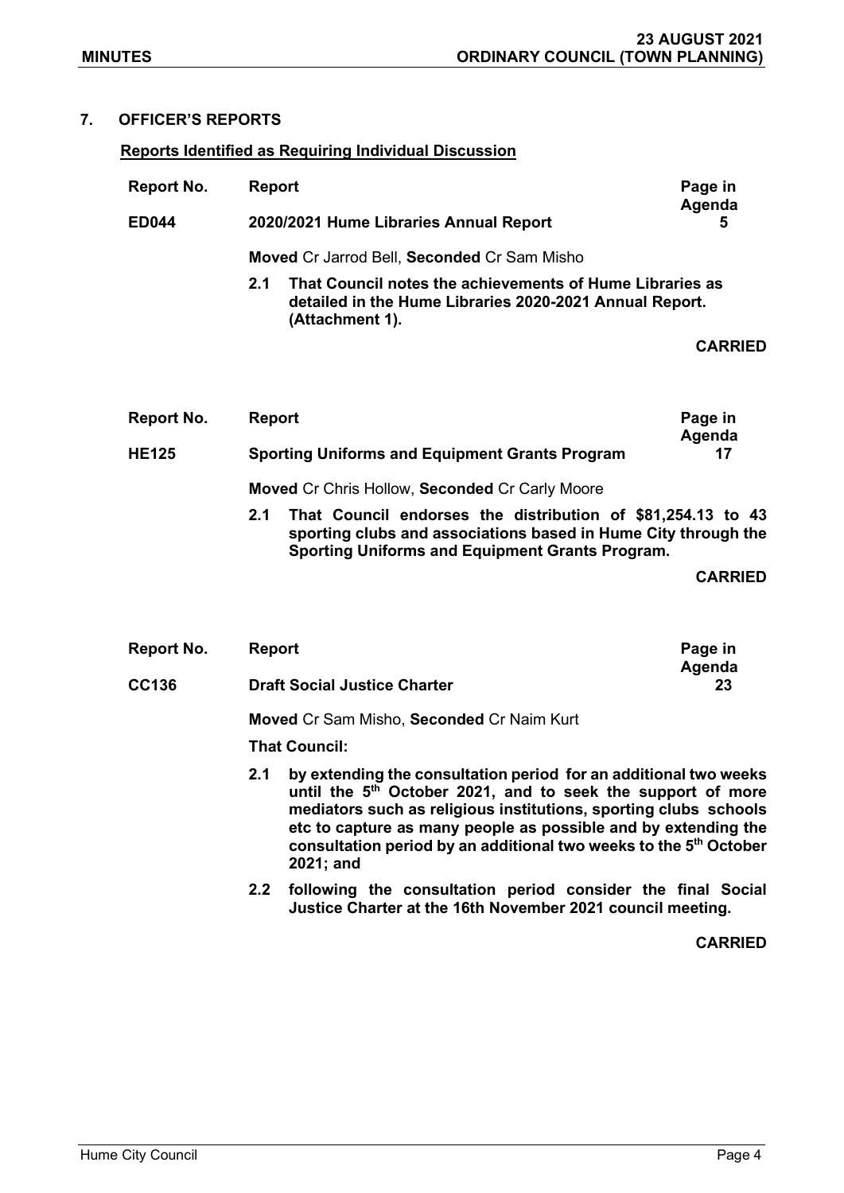## 7. OFFICER'S REPORTS

**Reports Identified as Requiring Individual Discussion**

| Report No. | Report | Page in Agenda |
|---|---|---|
| **ED044** | **2020/2021 Hume Libraries Annual Report** | **5** |

**Moved** Cr Jarrod Bell, **Seconded** Cr Sam Misho

**2.1 That Council notes the achievements of Hume Libraries as detailed in the Hume Libraries 2020-2021 Annual Report. (Attachment 1).**

**CARRIED**

| Report No. | Report | Page in Agenda |
|---|---|---|
| **HE125** | **Sporting Uniforms and Equipment Grants Program** | **17** |

**Moved** Cr Chris Hollow, **Seconded** Cr Carly Moore

**2.1 That Council endorses the distribution of $81,254.13 to 43 sporting clubs and associations based in Hume City through the Sporting Uniforms and Equipment Grants Program.**

**CARRIED**

| Report No. | Report | Page in Agenda |
|---|---|---|
| **CC136** | **Draft Social Justice Charter** | **23** |

**Moved** Cr Sam Misho, **Seconded** Cr Naim Kurt

**That Council:**

**2.1 by extending the consultation period for an additional two weeks until the 5th October 2021, and to seek the support of more mediators such as religious institutions, sporting clubs schools etc to capture as many people as possible and by extending the consultation period by an additional two weeks to the 5th October 2021; and**

**2.2 following the consultation period consider the final Social Justice Charter at the 16th November 2021 council meeting.**

**CARRIED**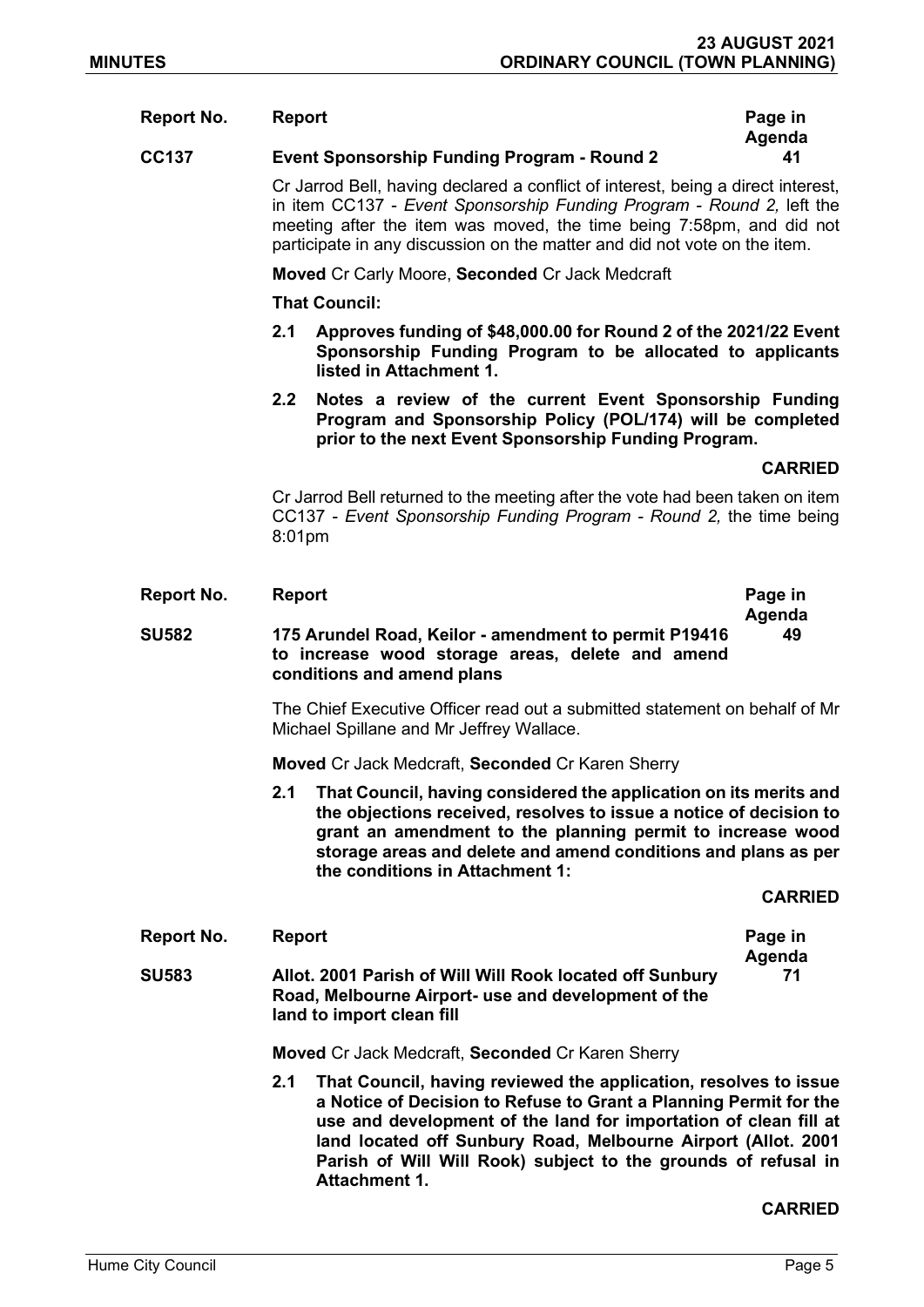| Report No. | Report | Page in Agenda |
|---|---|---|
| **CC137** | **Event Sponsorship Funding Program - Round 2** | **41** |

Cr Jarrod Bell, having declared a conflict of interest, being a direct interest, in item CC137 - *Event Sponsorship Funding Program - Round 2,* left the meeting after the item was moved, the time being 7:58pm, and did not participate in any discussion on the matter and did not vote on the item.

**Moved** Cr Carly Moore, **Seconded** Cr Jack Medcraft

**That Council:**

**2.1 Approves funding of $48,000.00 for Round 2 of the 2021/22 Event Sponsorship Funding Program to be allocated to applicants listed in Attachment 1.**

**2.2 Notes a review of the current Event Sponsorship Funding Program and Sponsorship Policy (POL/174) will be completed prior to the next Event Sponsorship Funding Program.**

**CARRIED**

Cr Jarrod Bell returned to the meeting after the vote had been taken on item CC137 - *Event Sponsorship Funding Program - Round 2,* the time being 8:01pm

| Report No. | Report | Page in Agenda |
|---|---|---|
| **SU582** | **175 Arundel Road, Keilor - amendment to permit P19416 to increase wood storage areas, delete and amend conditions and amend plans** | **49** |

The Chief Executive Officer read out a submitted statement on behalf of Mr Michael Spillane and Mr Jeffrey Wallace.

**Moved** Cr Jack Medcraft, **Seconded** Cr Karen Sherry

**2.1 That Council, having considered the application on its merits and the objections received, resolves to issue a notice of decision to grant an amendment to the planning permit to increase wood storage areas and delete and amend conditions and plans as per the conditions in Attachment 1:**

**CARRIED**

| Report No. | Report | Page in Agenda |
|---|---|---|
| **SU583** | **Allot. 2001 Parish of Will Will Rook located off Sunbury Road, Melbourne Airport- use and development of the land to import clean fill** | **71** |

**Moved** Cr Jack Medcraft, **Seconded** Cr Karen Sherry

**2.1 That Council, having reviewed the application, resolves to issue a Notice of Decision to Refuse to Grant a Planning Permit for the use and development of the land for importation of clean fill at land located off Sunbury Road, Melbourne Airport (Allot. 2001 Parish of Will Will Rook) subject to the grounds of refusal in Attachment 1.**

**CARRIED**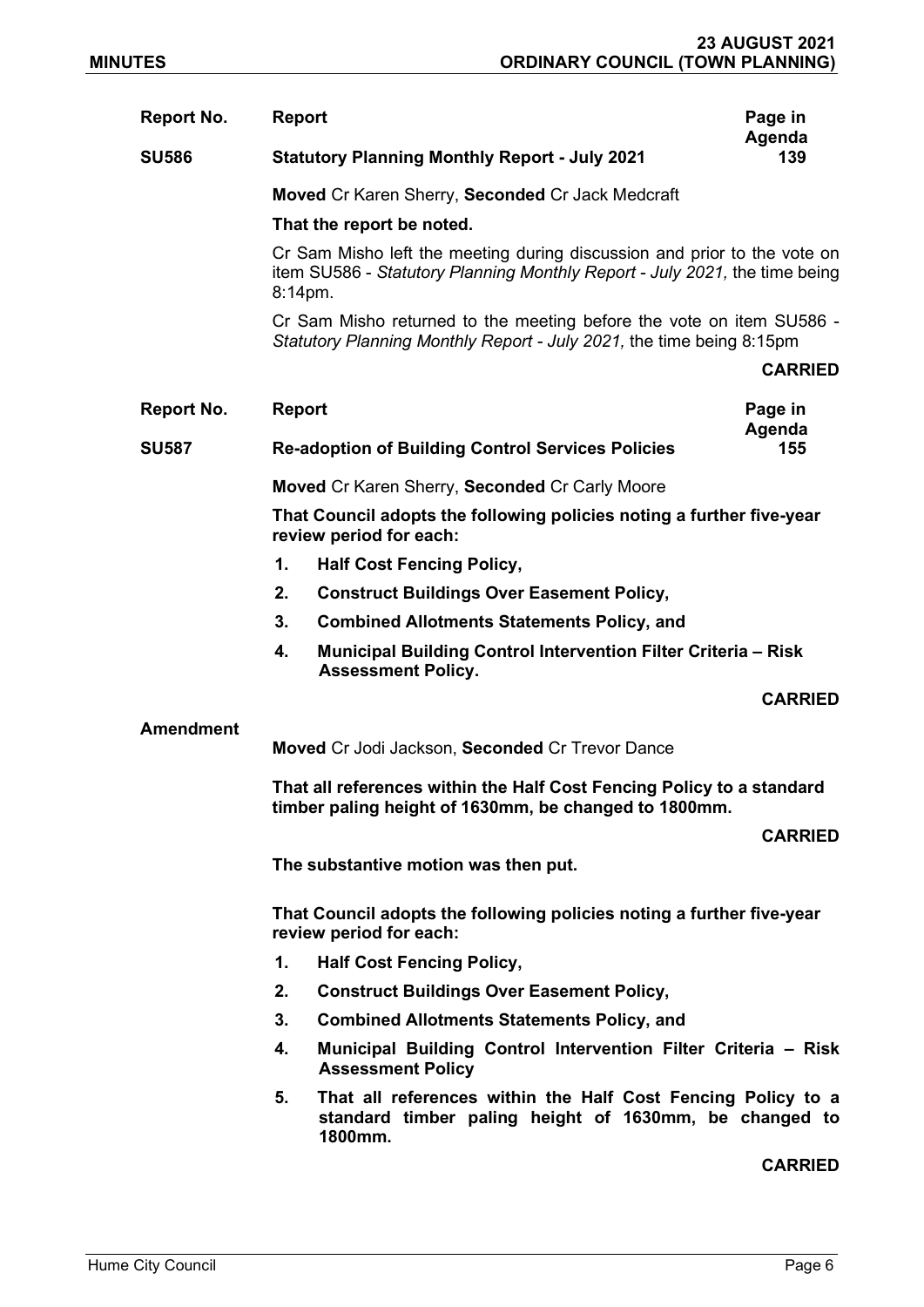| Report No. | Report | Page in Agenda |
|---|---|---|
| **SU586** | **Statutory Planning Monthly Report - July 2021** | **139** |

**Moved** Cr Karen Sherry, **Seconded** Cr Jack Medcraft

**That the report be noted.**

Cr Sam Misho left the meeting during discussion and prior to the vote on item SU586 - *Statutory Planning Monthly Report - July 2021,* the time being 8:14pm.

Cr Sam Misho returned to the meeting before the vote on item SU586 - *Statutory Planning Monthly Report - July 2021,* the time being 8:15pm

**CARRIED**

| Report No. | Report | Page in Agenda |
|---|---|---|
| **SU587** | **Re-adoption of Building Control Services Policies** | **155** |

**Moved** Cr Karen Sherry, **Seconded** Cr Carly Moore

**That Council adopts the following policies noting a further five-year review period for each:**

1. **Half Cost Fencing Policy,**
2. **Construct Buildings Over Easement Policy,**
3. **Combined Allotments Statements Policy, and**
4. **Municipal Building Control Intervention Filter Criteria – Risk Assessment Policy.**

**CARRIED**

**Amendment**

**Moved** Cr Jodi Jackson, **Seconded** Cr Trevor Dance

**That all references within the Half Cost Fencing Policy to a standard timber paling height of 1630mm, be changed to 1800mm.**

**CARRIED**

**The substantive motion was then put.**

**That Council adopts the following policies noting a further five-year review period for each:**

1. **Half Cost Fencing Policy,**
2. **Construct Buildings Over Easement Policy,**
3. **Combined Allotments Statements Policy, and**
4. **Municipal Building Control Intervention Filter Criteria – Risk Assessment Policy**
5. **That all references within the Half Cost Fencing Policy to a standard timber paling height of 1630mm, be changed to 1800mm.**

**CARRIED**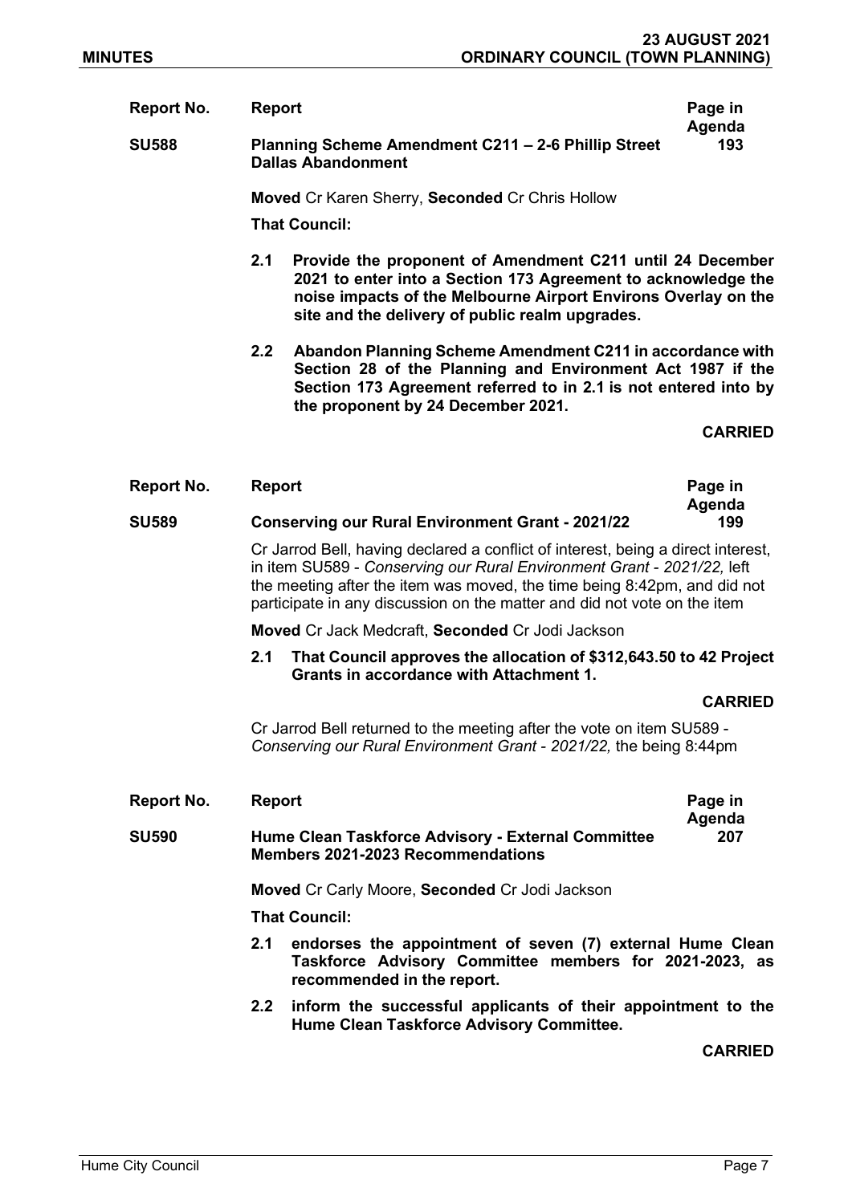| Report No. | Report | Page in Agenda |
|---|---|---|
| **SU588** | **Planning Scheme Amendment C211 – 2-6 Phillip Street Dallas Abandonment** | **193** |

**Moved** Cr Karen Sherry, **Seconded** Cr Chris Hollow

**That Council:**

**2.1 Provide the proponent of Amendment C211 until 24 December 2021 to enter into a Section 173 Agreement to acknowledge the noise impacts of the Melbourne Airport Environs Overlay on the site and the delivery of public realm upgrades.**

**2.2 Abandon Planning Scheme Amendment C211 in accordance with Section 28 of the Planning and Environment Act 1987 if the Section 173 Agreement referred to in 2.1 is not entered into by the proponent by 24 December 2021.**

**CARRIED**

| Report No. | Report | Page in Agenda |
|---|---|---|
| **SU589** | **Conserving our Rural Environment Grant - 2021/22** | **199** |

Cr Jarrod Bell, having declared a conflict of interest, being a direct interest, in item SU589 - *Conserving our Rural Environment Grant - 2021/22,* left the meeting after the item was moved, the time being 8:42pm, and did not participate in any discussion on the matter and did not vote on the item

**Moved** Cr Jack Medcraft, **Seconded** Cr Jodi Jackson

**2.1 That Council approves the allocation of $312,643.50 to 42 Project Grants in accordance with Attachment 1.**

**CARRIED**

Cr Jarrod Bell returned to the meeting after the vote on item SU589 - *Conserving our Rural Environment Grant - 2021/22,* the being 8:44pm

| Report No. | Report | Page in Agenda |
|---|---|---|
| **SU590** | **Hume Clean Taskforce Advisory - External Committee Members 2021-2023 Recommendations** | **207** |

**Moved** Cr Carly Moore, **Seconded** Cr Jodi Jackson

**That Council:**

**2.1 endorses the appointment of seven (7) external Hume Clean Taskforce Advisory Committee members for 2021-2023, as recommended in the report.**

**2.2 inform the successful applicants of their appointment to the Hume Clean Taskforce Advisory Committee.**

**CARRIED**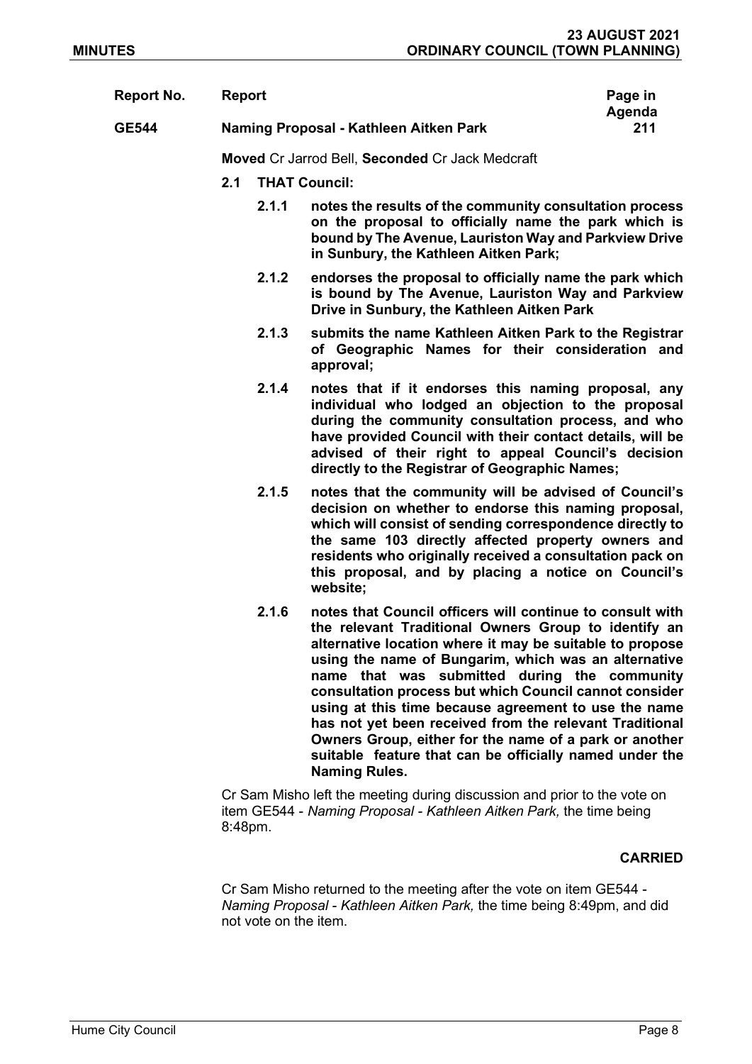| Report No. | Report | Page in Agenda |
| --- | --- | --- |
| **GE544** | **Naming Proposal - Kathleen Aitken Park** | **211** |

**Moved** Cr Jarrod Bell, **Seconded** Cr Jack Medcraft

**2.1 THAT Council:**

**2.1.1 notes the results of the community consultation process on the proposal to officially name the park which is bound by The Avenue, Lauriston Way and Parkview Drive in Sunbury, the Kathleen Aitken Park;**

**2.1.2 endorses the proposal to officially name the park which is bound by The Avenue, Lauriston Way and Parkview Drive in Sunbury, the Kathleen Aitken Park**

**2.1.3 submits the name Kathleen Aitken Park to the Registrar of Geographic Names for their consideration and approval;**

**2.1.4 notes that if it endorses this naming proposal, any individual who lodged an objection to the proposal during the community consultation process, and who have provided Council with their contact details, will be advised of their right to appeal Council's decision directly to the Registrar of Geographic Names;**

**2.1.5 notes that the community will be advised of Council's decision on whether to endorse this naming proposal, which will consist of sending correspondence directly to the same 103 directly affected property owners and residents who originally received a consultation pack on this proposal, and by placing a notice on Council's website;**

**2.1.6 notes that Council officers will continue to consult with the relevant Traditional Owners Group to identify an alternative location where it may be suitable to propose using the name of Bungarim, which was an alternative name that was submitted during the community consultation process but which Council cannot consider using at this time because agreement to use the name has not yet been received from the relevant Traditional Owners Group, either for the name of a park or another suitable feature that can be officially named under the Naming Rules.**

Cr Sam Misho left the meeting during discussion and prior to the vote on item GE544 - *Naming Proposal - Kathleen Aitken Park,* the time being 8:48pm.

**CARRIED**

Cr Sam Misho returned to the meeting after the vote on item GE544 - *Naming Proposal - Kathleen Aitken Park,* the time being 8:49pm, and did not vote on the item.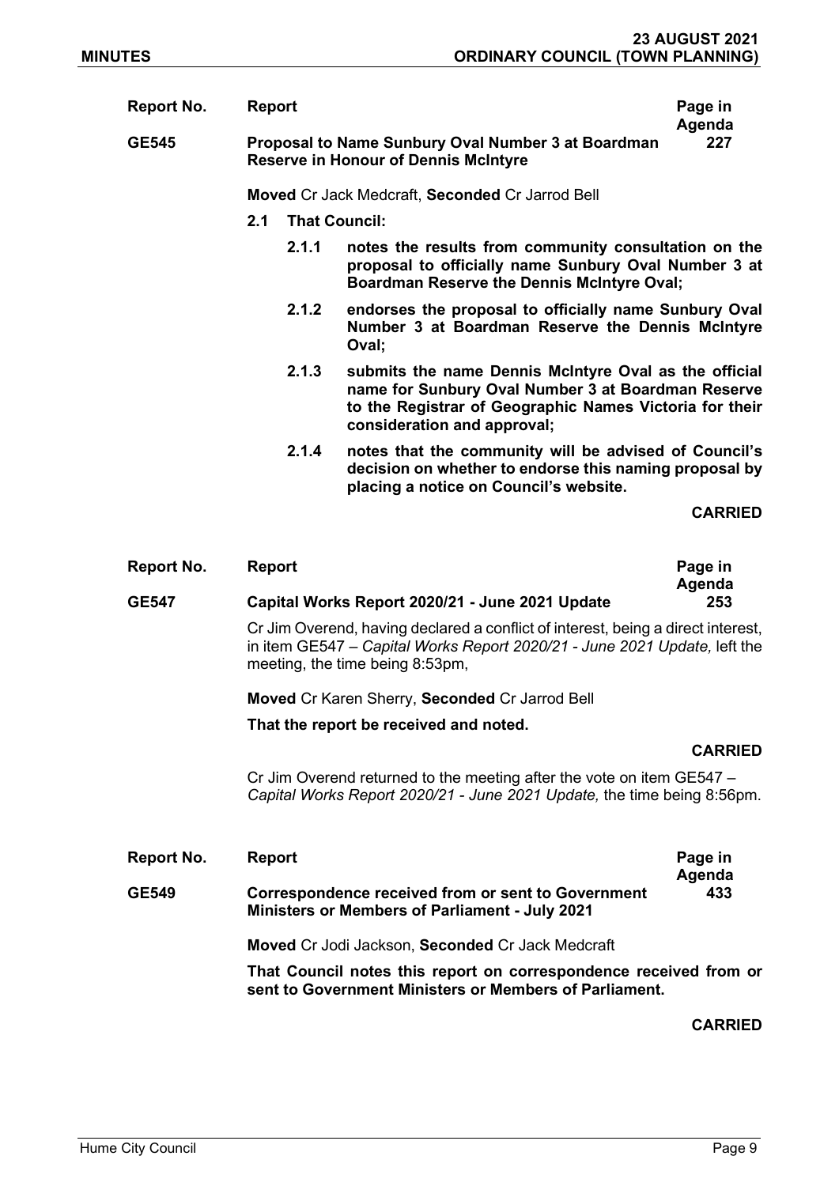| Report No. | Report | Page in Agenda |
|---|---|---|
| GE545 | **Proposal to Name Sunbury Oval Number 3 at Boardman Reserve in Honour of Dennis McIntyre** | 227 |

**Moved** Cr Jack Medcraft, **Seconded** Cr Jarrod Bell

**2.1 That Council:**

**2.1.1 notes the results from community consultation on the proposal to officially name Sunbury Oval Number 3 at Boardman Reserve the Dennis McIntyre Oval;**

**2.1.2 endorses the proposal to officially name Sunbury Oval Number 3 at Boardman Reserve the Dennis McIntyre Oval;**

**2.1.3 submits the name Dennis McIntyre Oval as the official name for Sunbury Oval Number 3 at Boardman Reserve to the Registrar of Geographic Names Victoria for their consideration and approval;**

**2.1.4 notes that the community will be advised of Council's decision on whether to endorse this naming proposal by placing a notice on Council's website.**

**CARRIED**

| Report No. | Report | Page in Agenda |
|---|---|---|
| GE547 | **Capital Works Report 2020/21 - June 2021 Update** | 253 |

Cr Jim Overend, having declared a conflict of interest, being a direct interest, in item GE547 – *Capital Works Report 2020/21 - June 2021 Update,* left the meeting, the time being 8:53pm,

**Moved** Cr Karen Sherry, **Seconded** Cr Jarrod Bell

**That the report be received and noted.**

**CARRIED**

Cr Jim Overend returned to the meeting after the vote on item GE547 – *Capital Works Report 2020/21 - June 2021 Update,* the time being 8:56pm.

| Report No. | Report | Page in Agenda |
|---|---|---|
| GE549 | **Correspondence received from or sent to Government Ministers or Members of Parliament - July 2021** | 433 |

**Moved** Cr Jodi Jackson, **Seconded** Cr Jack Medcraft

**That Council notes this report on correspondence received from or sent to Government Ministers or Members of Parliament.**

**CARRIED**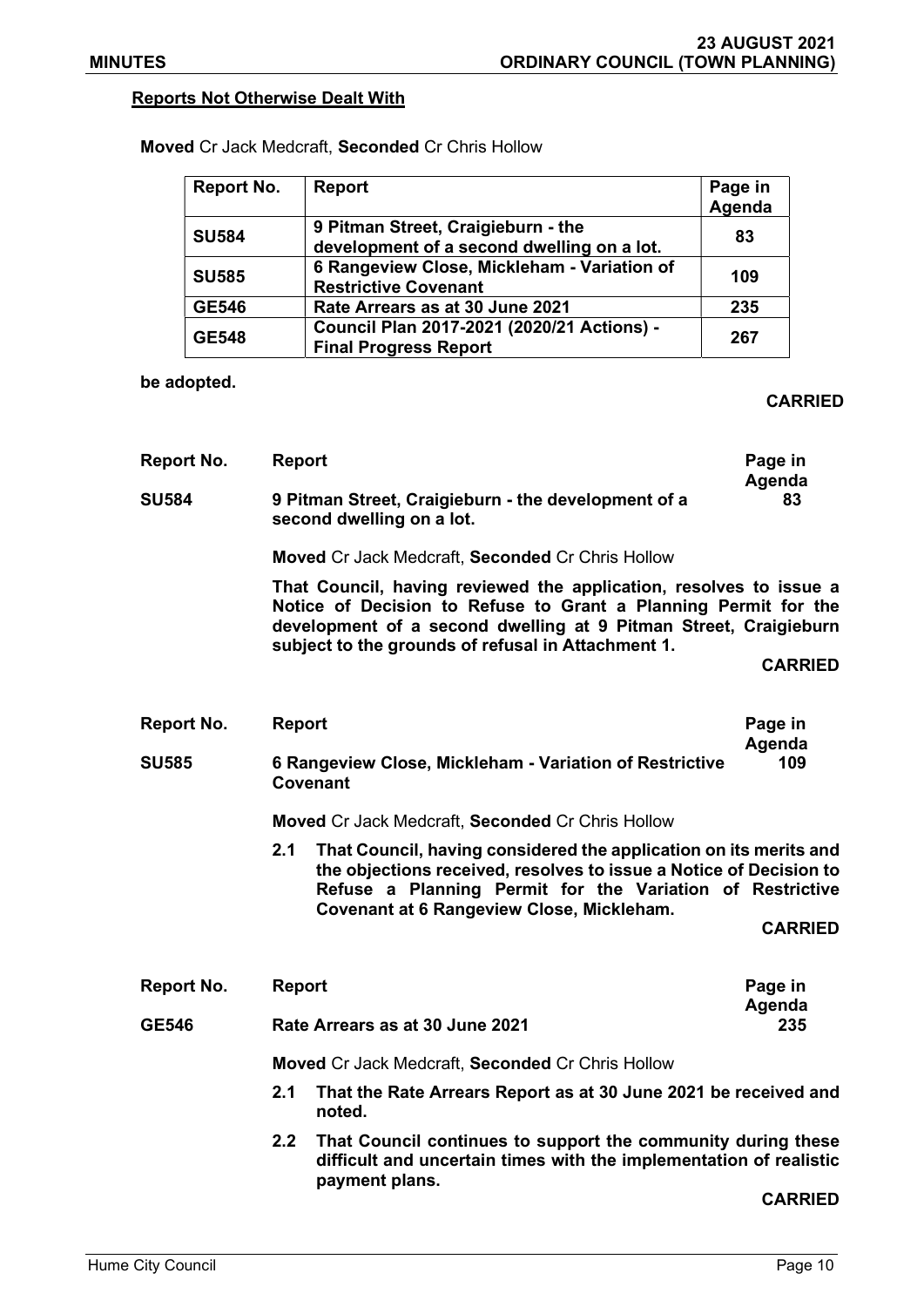**Reports Not Otherwise Dealt With**

**Moved** Cr Jack Medcraft, **Seconded** Cr Chris Hollow

| Report No. | Report | Page in Agenda |
| --- | --- | --- |
| **SU584** | **9 Pitman Street, Craigieburn - the development of a second dwelling on a lot.** | **83** |
| **SU585** | **6 Rangeview Close, Mickleham - Variation of Restrictive Covenant** | **109** |
| **GE546** | **Rate Arrears as at 30 June 2021** | **235** |
| **GE548** | **Council Plan 2017-2021 (2020/21 Actions) - Final Progress Report** | **267** |

**be adopted.**

**CARRIED**

| Report No. | Report | Page in Agenda |
| --- | --- | --- |
| **SU584** | **9 Pitman Street, Craigieburn - the development of a second dwelling on a lot.** | **83** |

**Moved** Cr Jack Medcraft, **Seconded** Cr Chris Hollow

**That Council, having reviewed the application, resolves to issue a Notice of Decision to Refuse to Grant a Planning Permit for the development of a second dwelling at 9 Pitman Street, Craigieburn subject to the grounds of refusal in Attachment 1.**

**CARRIED**

| Report No. | Report | Page in Agenda |
| --- | --- | --- |
| **SU585** | **6 Rangeview Close, Mickleham - Variation of Restrictive Covenant** | **109** |

**Moved** Cr Jack Medcraft, **Seconded** Cr Chris Hollow

**2.1 That Council, having considered the application on its merits and the objections received, resolves to issue a Notice of Decision to Refuse a Planning Permit for the Variation of Restrictive Covenant at 6 Rangeview Close, Mickleham.**

**CARRIED**

| Report No. | Report | Page in Agenda |
| --- | --- | --- |
| **GE546** | **Rate Arrears as at 30 June 2021** | **235** |

**Moved** Cr Jack Medcraft, **Seconded** Cr Chris Hollow

**2.1 That the Rate Arrears Report as at 30 June 2021 be received and noted.**

**2.2 That Council continues to support the community during these difficult and uncertain times with the implementation of realistic payment plans.**

**CARRIED**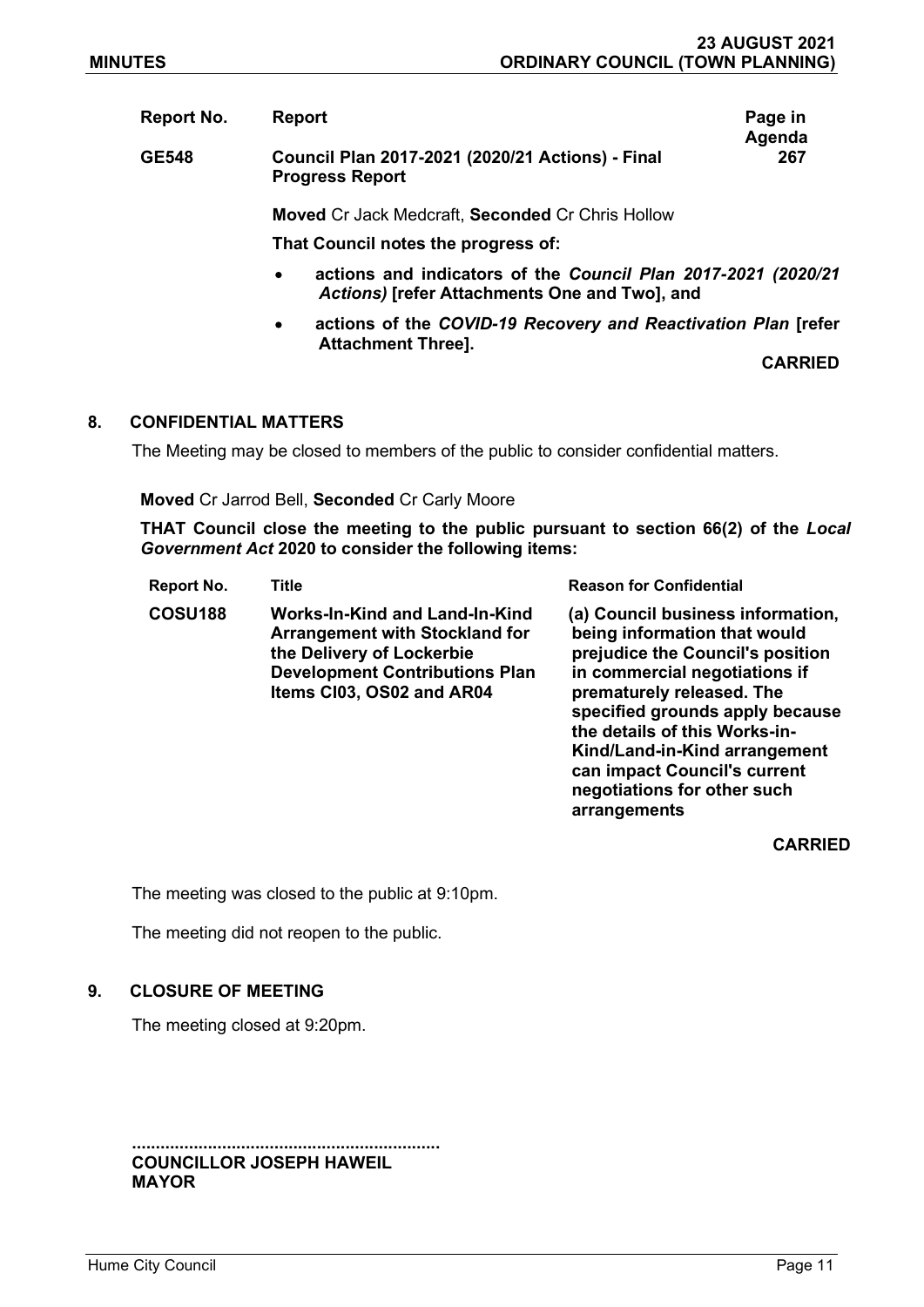| Report No. | Report | Page in Agenda |
|---|---|---|
| GE548 | **Council Plan 2017-2021 (2020/21 Actions) - Final Progress Report** | 267 |

**Moved** Cr Jack Medcraft, **Seconded** Cr Chris Hollow

**That Council notes the progress of:**

- **actions and indicators of the *Council Plan 2017-2021 (2020/21 Actions)* [refer Attachments One and Two], and**
- **actions of the *COVID-19 Recovery and Reactivation Plan* [refer Attachment Three].**

**CARRIED**

## 8. CONFIDENTIAL MATTERS

The Meeting may be closed to members of the public to consider confidential matters.

**Moved** Cr Jarrod Bell, **Seconded** Cr Carly Moore

**THAT Council close the meeting to the public pursuant to section 66(2) of the *Local Government Act* 2020 to consider the following items:**

| Report No. | Title | Reason for Confidential |
|---|---|---|
| COSU188 | **Works-In-Kind and Land-In-Kind Arrangement with Stockland for the Delivery of Lockerbie Development Contributions Plan Items CI03, OS02 and AR04** | **(a) Council business information, being information that would prejudice the Council's position in commercial negotiations if prematurely released. The specified grounds apply because the details of this Works-in-Kind/Land-in-Kind arrangement can impact Council's current negotiations for other such arrangements** |

**CARRIED**

The meeting was closed to the public at 9:10pm.

The meeting did not reopen to the public.

## 9. CLOSURE OF MEETING

The meeting closed at 9:20pm.

**...............................................................**
**COUNCILLOR JOSEPH HAWEIL**
**MAYOR**